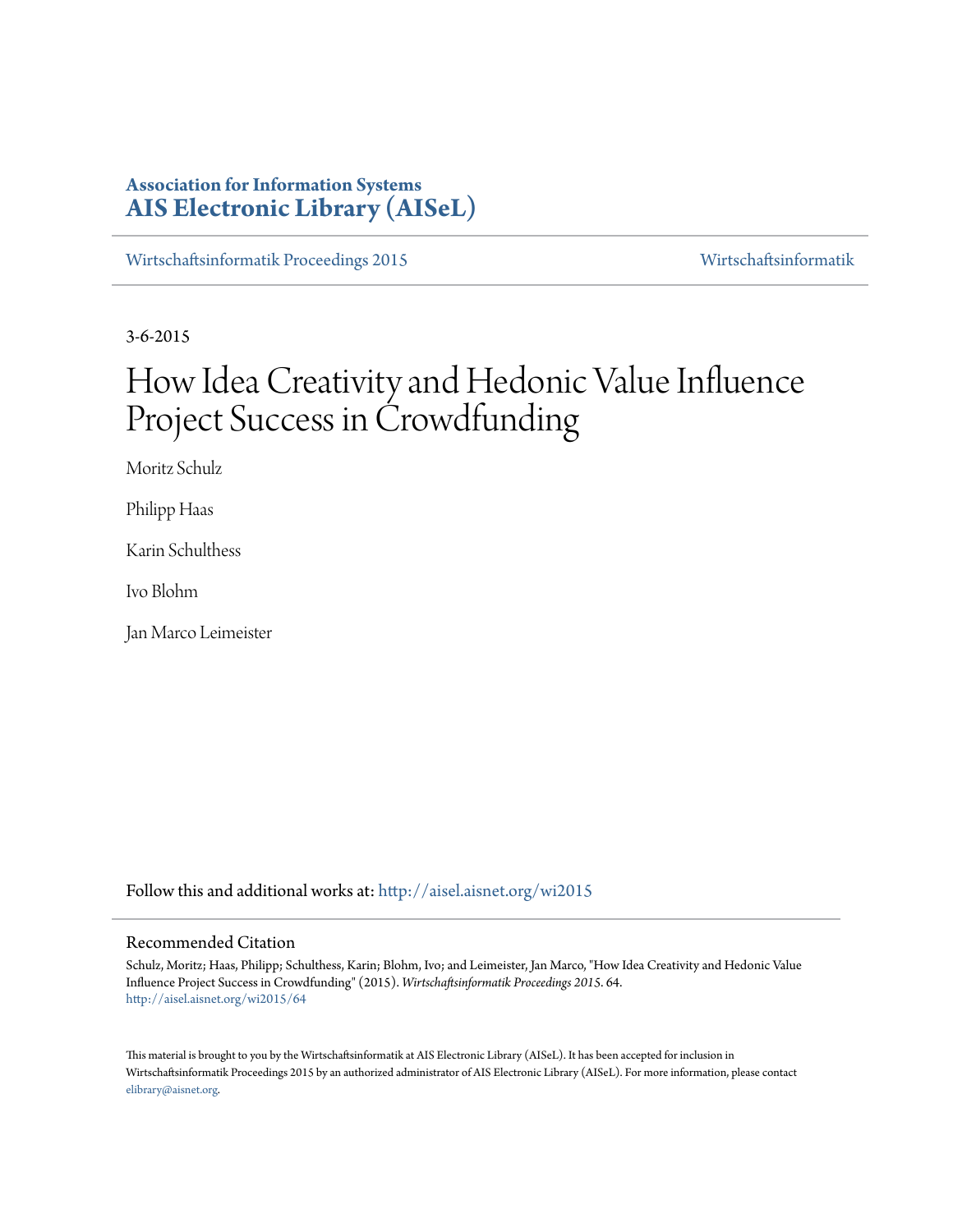**Association for Information Systems**
**AIS Electronic Library (AISeL)**

Wirtschaftsinformatik Proceedings 2015 | Wirtschaftsinformatik

3-6-2015

# How Idea Creativity and Hedonic Value Influence Project Success in Crowdfunding

Moritz Schulz

Philipp Haas

Karin Schulthess

Ivo Blohm

Jan Marco Leimeister

Follow this and additional works at: http://aisel.aisnet.org/wi2015

## Recommended Citation

Schulz, Moritz; Haas, Philipp; Schulthess, Karin; Blohm, Ivo; and Leimeister, Jan Marco, "How Idea Creativity and Hedonic Value Influence Project Success in Crowdfunding" (2015). *Wirtschaftsinformatik Proceedings 2015*. 64.
http://aisel.aisnet.org/wi2015/64

This material is brought to you by the Wirtschaftsinformatik at AIS Electronic Library (AISeL). It has been accepted for inclusion in Wirtschaftsinformatik Proceedings 2015 by an authorized administrator of AIS Electronic Library (AISeL). For more information, please contact elibrary@aisnet.org.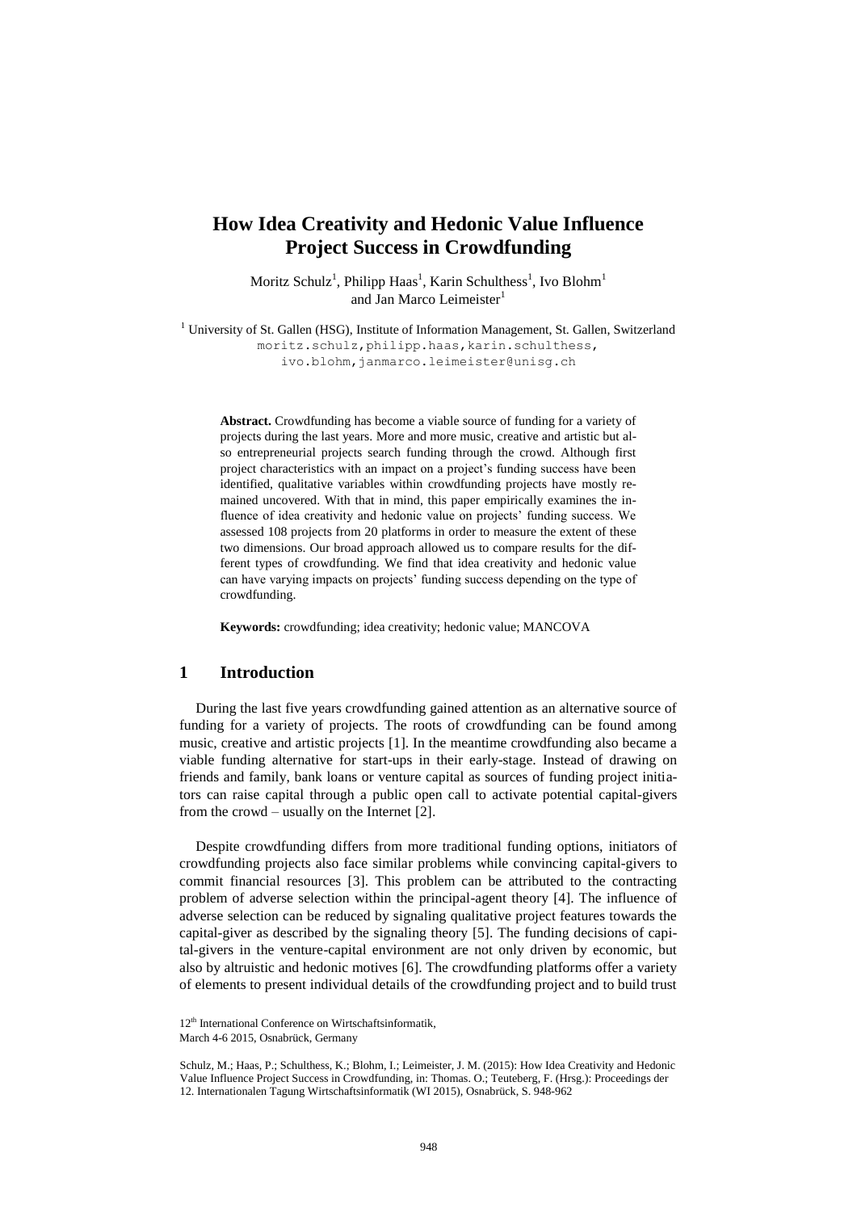# How Idea Creativity and Hedonic Value Influence Project Success in Crowdfunding

Moritz Schulz[1], Philipp Haas[1], Karin Schulthess[1], Ivo Blohm[1] and Jan Marco Leimeister[1]

[1] University of St. Gallen (HSG), Institute of Information Management, St. Gallen, Switzerland
moritz.schulz,philipp.haas,karin.schulthess, ivo.blohm,janmarco.leimeister@unisg.ch

**Abstract.** Crowdfunding has become a viable source of funding for a variety of projects during the last years. More and more music, creative and artistic but also entrepreneurial projects search funding through the crowd. Although first project characteristics with an impact on a project's funding success have been identified, qualitative variables within crowdfunding projects have mostly remained uncovered. With that in mind, this paper empirically examines the influence of idea creativity and hedonic value on projects' funding success. We assessed 108 projects from 20 platforms in order to measure the extent of these two dimensions. Our broad approach allowed us to compare results for the different types of crowdfunding. We find that idea creativity and hedonic value can have varying impacts on projects' funding success depending on the type of crowdfunding.

**Keywords:** crowdfunding; idea creativity; hedonic value; MANCOVA

## 1 Introduction

During the last five years crowdfunding gained attention as an alternative source of funding for a variety of projects. The roots of crowdfunding can be found among music, creative and artistic projects [1]. In the meantime crowdfunding also became a viable funding alternative for start-ups in their early-stage. Instead of drawing on friends and family, bank loans or venture capital as sources of funding project initiators can raise capital through a public open call to activate potential capital-givers from the crowd – usually on the Internet [2].

Despite crowdfunding differs from more traditional funding options, initiators of crowdfunding projects also face similar problems while convincing capital-givers to commit financial resources [3]. This problem can be attributed to the contracting problem of adverse selection within the principal-agent theory [4]. The influence of adverse selection can be reduced by signaling qualitative project features towards the capital-giver as described by the signaling theory [5]. The funding decisions of capital-givers in the venture-capital environment are not only driven by economic, but also by altruistic and hedonic motives [6]. The crowdfunding platforms offer a variety of elements to present individual details of the crowdfunding project and to build trust

12th International Conference on Wirtschaftsinformatik,
March 4-6 2015, Osnabrück, Germany

Schulz, M.; Haas, P.; Schulthess, K.; Blohm, I.; Leimeister, J. M. (2015): How Idea Creativity and Hedonic Value Influence Project Success in Crowdfunding, in: Thomas. O.; Teuteberg, F. (Hrsg.): Proceedings der 12. Internationalen Tagung Wirtschaftsinformatik (WI 2015), Osnabrück, S. 948-962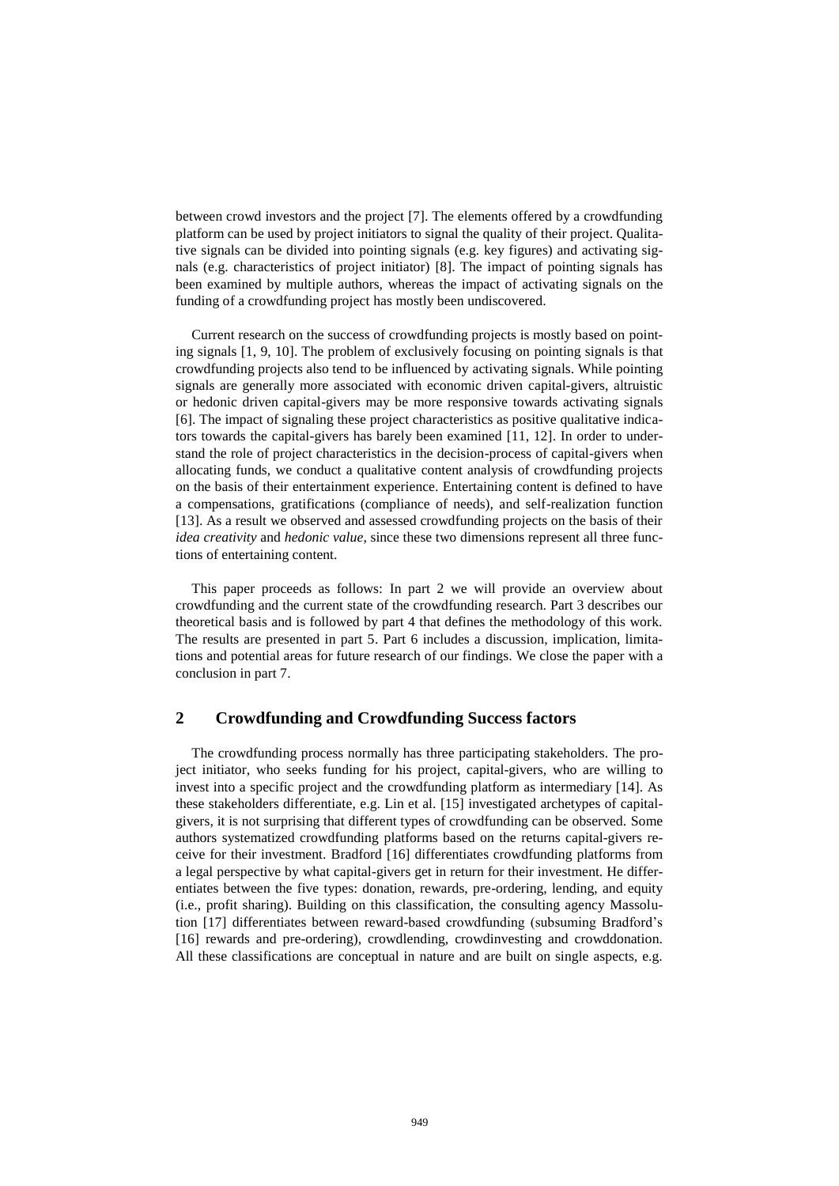between crowd investors and the project [7]. The elements offered by a crowdfunding platform can be used by project initiators to signal the quality of their project. Qualitative signals can be divided into pointing signals (e.g. key figures) and activating signals (e.g. characteristics of project initiator) [8]. The impact of pointing signals has been examined by multiple authors, whereas the impact of activating signals on the funding of a crowdfunding project has mostly been undiscovered.

Current research on the success of crowdfunding projects is mostly based on pointing signals [1, 9, 10]. The problem of exclusively focusing on pointing signals is that crowdfunding projects also tend to be influenced by activating signals. While pointing signals are generally more associated with economic driven capital-givers, altruistic or hedonic driven capital-givers may be more responsive towards activating signals [6]. The impact of signaling these project characteristics as positive qualitative indicators towards the capital-givers has barely been examined [11, 12]. In order to understand the role of project characteristics in the decision-process of capital-givers when allocating funds, we conduct a qualitative content analysis of crowdfunding projects on the basis of their entertainment experience. Entertaining content is defined to have a compensations, gratifications (compliance of needs), and self-realization function [13]. As a result we observed and assessed crowdfunding projects on the basis of their *idea creativity* and *hedonic value*, since these two dimensions represent all three functions of entertaining content.

This paper proceeds as follows: In part 2 we will provide an overview about crowdfunding and the current state of the crowdfunding research. Part 3 describes our theoretical basis and is followed by part 4 that defines the methodology of this work. The results are presented in part 5. Part 6 includes a discussion, implication, limitations and potential areas for future research of our findings. We close the paper with a conclusion in part 7.

## 2 Crowdfunding and Crowdfunding Success factors

The crowdfunding process normally has three participating stakeholders. The project initiator, who seeks funding for his project, capital-givers, who are willing to invest into a specific project and the crowdfunding platform as intermediary [14]. As these stakeholders differentiate, e.g. Lin et al. [15] investigated archetypes of capital-givers, it is not surprising that different types of crowdfunding can be observed. Some authors systematized crowdfunding platforms based on the returns capital-givers receive for their investment. Bradford [16] differentiates crowdfunding platforms from a legal perspective by what capital-givers get in return for their investment. He differentiates between the five types: donation, rewards, pre-ordering, lending, and equity (i.e., profit sharing). Building on this classification, the consulting agency Massolution [17] differentiates between reward-based crowdfunding (subsuming Bradford's [16] rewards and pre-ordering), crowdlending, crowdinvesting and crowddonation. All these classifications are conceptual in nature and are built on single aspects, e.g.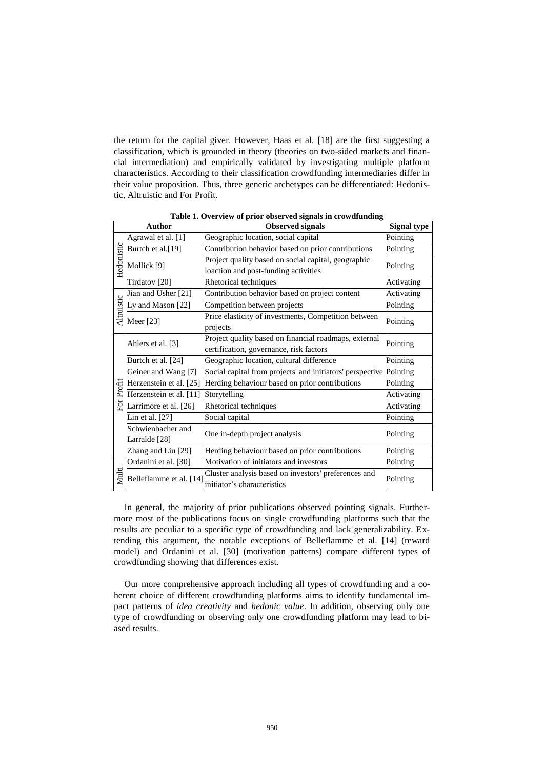the return for the capital giver. However, Haas et al. [18] are the first suggesting a classification, which is grounded in theory (theories on two-sided markets and financial intermediation) and empirically validated by investigating multiple platform characteristics. According to their classification crowdfunding intermediaries differ in their value proposition. Thus, three generic archetypes can be differentiated: Hedonistic, Altruistic and For Profit.

**Table 1. Overview of prior observed signals in crowdfunding**

| Author | | Observed signals | Signal type |
|---|---|---|---|
| Hedonistic | Agrawal et al. [1] | Geographic location, social capital | Pointing |
| | Burtch et al.[19] | Contribution behavior based on prior contributions | Pointing |
| | Mollick [9] | Project quality based on social capital, geographic loaction and post-funding activities | Pointing |
| | Tirdatov [20] | Rhetorical techniques | Activating |
| Altruistic | Jian and Usher [21] | Contribution behavior based on project content | Activating |
| | Ly and Mason [22] | Competition between projects | Pointing |
| | Meer [23] | Price elasticity of investments, Competition between projects | Pointing |
| For Profit | Ahlers et al. [3] | Project quality based on financial roadmaps, external certification, governance, risk factors | Pointing |
| | Burtch et al. [24] | Geographic location, cultural difference | Pointing |
| | Geiner and Wang [7] | Social capital from projects' and initiators' perspective | Pointing |
| | Herzenstein et al. [25] | Herding behaviour based on prior contributions | Pointing |
| | Herzenstein et al. [11] | Storytelling | Activating |
| | Larrimore et al. [26] | Rhetorical techniques | Activating |
| | Lin et al. [27] | Social capital | Pointing |
| | Schwienbacher and Larralde [28] | One in-depth project analysis | Pointing |
| | Zhang and Liu [29] | Herding behaviour based on prior contributions | Pointing |
| Multi | Ordanini et al. [30] | Motivation of initiators and investors | Pointing |
| | Belleflamme et al. [14] | Cluster analysis based on investors' preferences and initiator's characteristics | Pointing |

In general, the majority of prior publications observed pointing signals. Furthermore most of the publications focus on single crowdfunding platforms such that the results are peculiar to a specific type of crowdfunding and lack generalizability. Extending this argument, the notable exceptions of Belleflamme et al. [14] (reward model) and Ordanini et al. [30] (motivation patterns) compare different types of crowdfunding showing that differences exist.

Our more comprehensive approach including all types of crowdfunding and a coherent choice of different crowdfunding platforms aims to identify fundamental impact patterns of *idea creativity* and *hedonic value*. In addition, observing only one type of crowdfunding or observing only one crowdfunding platform may lead to biased results.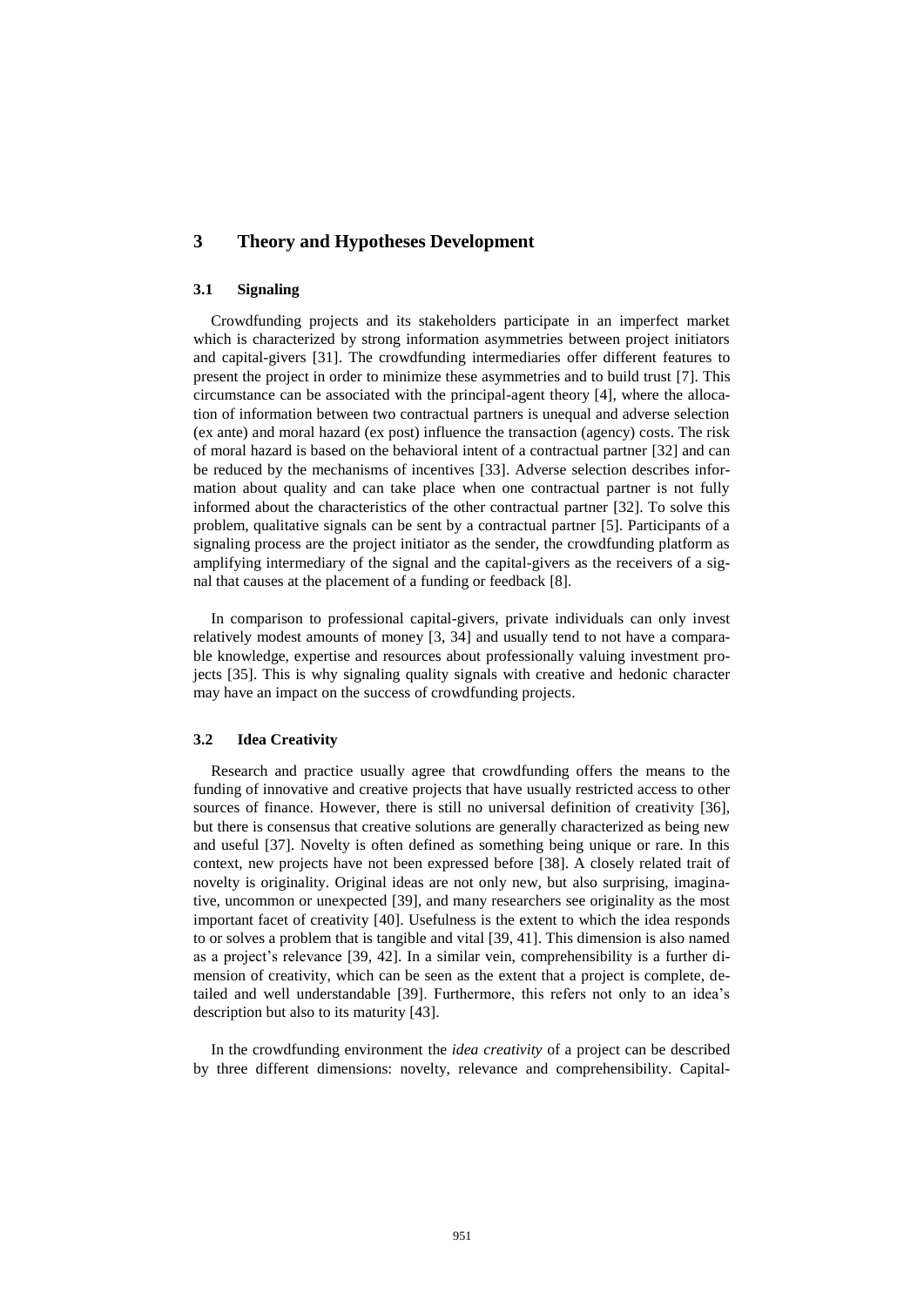## 3 Theory and Hypotheses Development

### 3.1 Signaling

Crowdfunding projects and its stakeholders participate in an imperfect market which is characterized by strong information asymmetries between project initiators and capital-givers [31]. The crowdfunding intermediaries offer different features to present the project in order to minimize these asymmetries and to build trust [7]. This circumstance can be associated with the principal-agent theory [4], where the allocation of information between two contractual partners is unequal and adverse selection (ex ante) and moral hazard (ex post) influence the transaction (agency) costs. The risk of moral hazard is based on the behavioral intent of a contractual partner [32] and can be reduced by the mechanisms of incentives [33]. Adverse selection describes information about quality and can take place when one contractual partner is not fully informed about the characteristics of the other contractual partner [32]. To solve this problem, qualitative signals can be sent by a contractual partner [5]. Participants of a signaling process are the project initiator as the sender, the crowdfunding platform as amplifying intermediary of the signal and the capital-givers as the receivers of a signal that causes at the placement of a funding or feedback [8].

In comparison to professional capital-givers, private individuals can only invest relatively modest amounts of money [3, 34] and usually tend to not have a comparable knowledge, expertise and resources about professionally valuing investment projects [35]. This is why signaling quality signals with creative and hedonic character may have an impact on the success of crowdfunding projects.

### 3.2 Idea Creativity

Research and practice usually agree that crowdfunding offers the means to the funding of innovative and creative projects that have usually restricted access to other sources of finance. However, there is still no universal definition of creativity [36], but there is consensus that creative solutions are generally characterized as being new and useful [37]. Novelty is often defined as something being unique or rare. In this context, new projects have not been expressed before [38]. A closely related trait of novelty is originality. Original ideas are not only new, but also surprising, imaginative, uncommon or unexpected [39], and many researchers see originality as the most important facet of creativity [40]. Usefulness is the extent to which the idea responds to or solves a problem that is tangible and vital [39, 41]. This dimension is also named as a project's relevance [39, 42]. In a similar vein, comprehensibility is a further dimension of creativity, which can be seen as the extent that a project is complete, detailed and well understandable [39]. Furthermore, this refers not only to an idea's description but also to its maturity [43].

In the crowdfunding environment the *idea creativity* of a project can be described by three different dimensions: novelty, relevance and comprehensibility. Capital-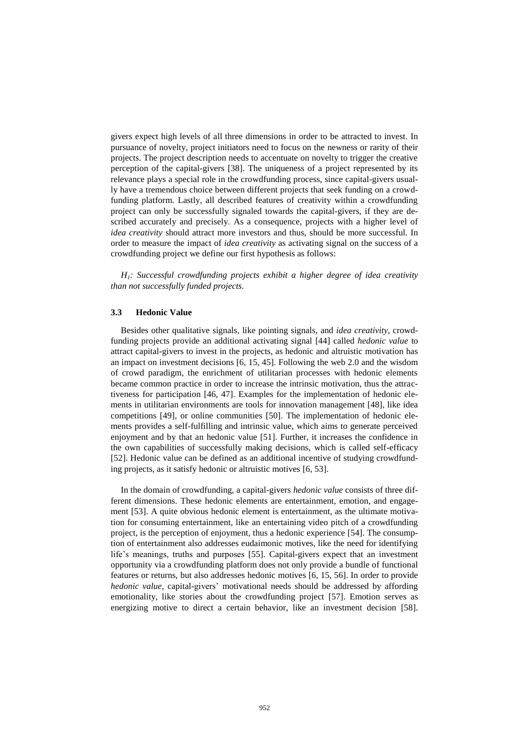givers expect high levels of all three dimensions in order to be attracted to invest. In pursuance of novelty, project initiators need to focus on the newness or rarity of their projects. The project description needs to accentuate on novelty to trigger the creative perception of the capital-givers [38]. The uniqueness of a project represented by its relevance plays a special role in the crowdfunding process, since capital-givers usually have a tremendous choice between different projects that seek funding on a crowdfunding platform. Lastly, all described features of creativity within a crowdfunding project can only be successfully signaled towards the capital-givers, if they are described accurately and precisely. As a consequence, projects with a higher level of *idea creativity* should attract more investors and thus, should be more successful. In order to measure the impact of *idea creativity* as activating signal on the success of a crowdfunding project we define our first hypothesis as follows:

*$H_1$: Successful crowdfunding projects exhibit a higher degree of idea creativity than not successfully funded projects.*

### 3.3 Hedonic Value

Besides other qualitative signals, like pointing signals, and *idea creativity*, crowdfunding projects provide an additional activating signal [44] called *hedonic value* to attract capital-givers to invest in the projects, as hedonic and altruistic motivation has an impact on investment decisions [6, 15, 45]. Following the web 2.0 and the wisdom of crowd paradigm, the enrichment of utilitarian processes with hedonic elements became common practice in order to increase the intrinsic motivation, thus the attractiveness for participation [46, 47]. Examples for the implementation of hedonic elements in utilitarian environments are tools for innovation management [48], like idea competitions [49], or online communities [50]. The implementation of hedonic elements provides a self-fulfilling and intrinsic value, which aims to generate perceived enjoyment and by that an hedonic value [51]. Further, it increases the confidence in the own capabilities of successfully making decisions, which is called self-efficacy [52]. Hedonic value can be defined as an additional incentive of studying crowdfunding projects, as it satisfy hedonic or altruistic motives [6, 53].

In the domain of crowdfunding, a capital-givers *hedonic value* consists of three different dimensions. These hedonic elements are entertainment, emotion, and engagement [53]. A quite obvious hedonic element is entertainment, as the ultimate motivation for consuming entertainment, like an entertaining video pitch of a crowdfunding project, is the perception of enjoyment, thus a hedonic experience [54]. The consumption of entertainment also addresses eudaimonic motives, like the need for identifying life's meanings, truths and purposes [55]. Capital-givers expect that an investment opportunity via a crowdfunding platform does not only provide a bundle of functional features or returns, but also addresses hedonic motives [6, 15, 56]. In order to provide *hedonic value*, capital-givers' motivational needs should be addressed by affording emotionality, like stories about the crowdfunding project [57]. Emotion serves as energizing motive to direct a certain behavior, like an investment decision [58].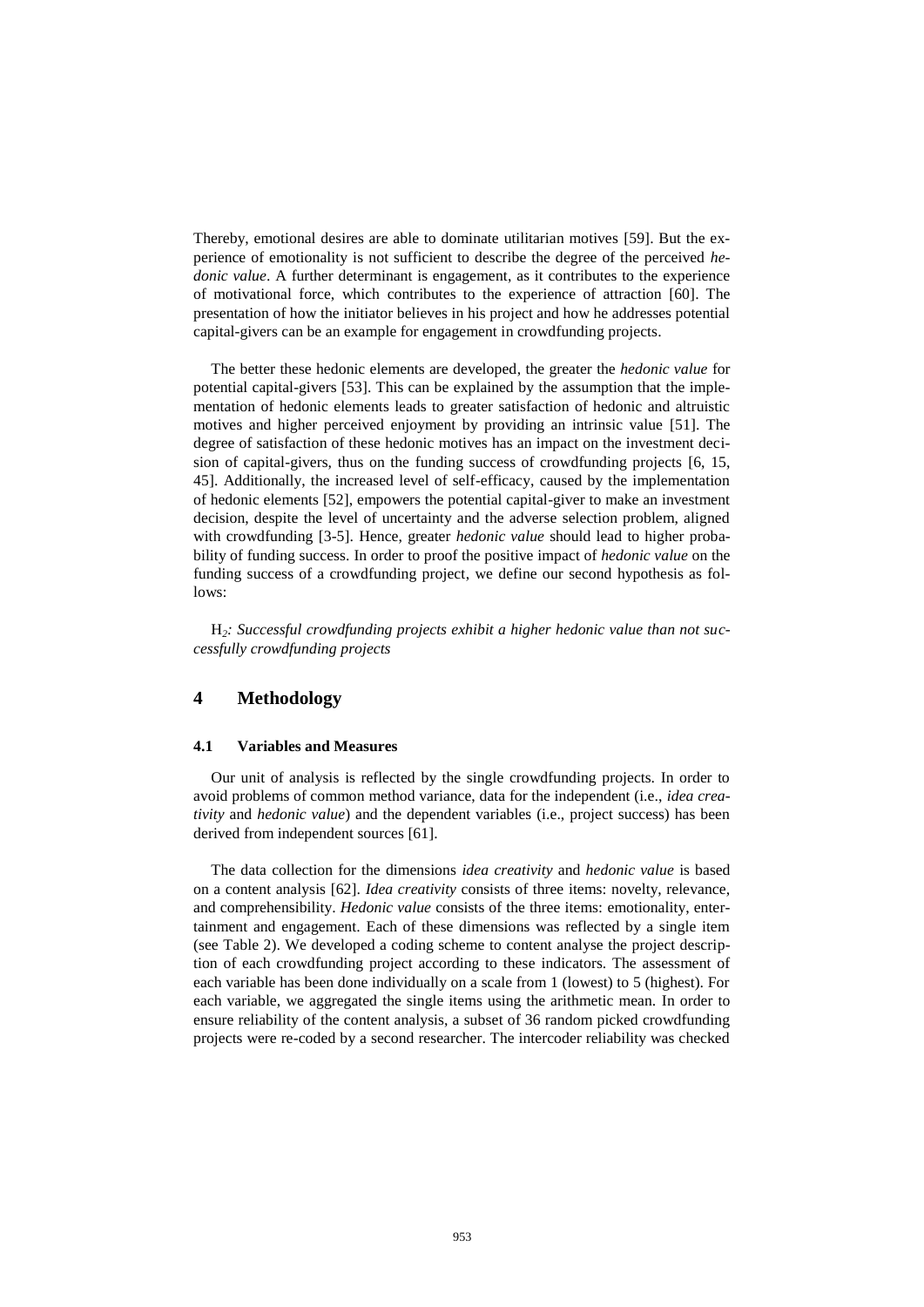Thereby, emotional desires are able to dominate utilitarian motives [59]. But the experience of emotionality is not sufficient to describe the degree of the perceived *hedonic value*. A further determinant is engagement, as it contributes to the experience of motivational force, which contributes to the experience of attraction [60]. The presentation of how the initiator believes in his project and how he addresses potential capital-givers can be an example for engagement in crowdfunding projects.

The better these hedonic elements are developed, the greater the *hedonic value* for potential capital-givers [53]. This can be explained by the assumption that the implementation of hedonic elements leads to greater satisfaction of hedonic and altruistic motives and higher perceived enjoyment by providing an intrinsic value [51]. The degree of satisfaction of these hedonic motives has an impact on the investment decision of capital-givers, thus on the funding success of crowdfunding projects [6, 15, 45]. Additionally, the increased level of self-efficacy, caused by the implementation of hedonic elements [52], empowers the potential capital-giver to make an investment decision, despite the level of uncertainty and the adverse selection problem, aligned with crowdfunding [3-5]. Hence, greater *hedonic value* should lead to higher probability of funding success. In order to proof the positive impact of *hedonic value* on the funding success of a crowdfunding project, we define our second hypothesis as follows:

$H_2$*: Successful crowdfunding projects exhibit a higher hedonic value than not successfully crowdfunding projects*

# 4 Methodology

## 4.1 Variables and Measures

Our unit of analysis is reflected by the single crowdfunding projects. In order to avoid problems of common method variance, data for the independent (i.e., *idea creativity* and *hedonic value*) and the dependent variables (i.e., project success) has been derived from independent sources [61].

The data collection for the dimensions *idea creativity* and *hedonic value* is based on a content analysis [62]. *Idea creativity* consists of three items: novelty, relevance, and comprehensibility. *Hedonic value* consists of the three items: emotionality, entertainment and engagement. Each of these dimensions was reflected by a single item (see Table 2). We developed a coding scheme to content analyse the project description of each crowdfunding project according to these indicators. The assessment of each variable has been done individually on a scale from 1 (lowest) to 5 (highest). For each variable, we aggregated the single items using the arithmetic mean. In order to ensure reliability of the content analysis, a subset of 36 random picked crowdfunding projects were re-coded by a second researcher. The intercoder reliability was checked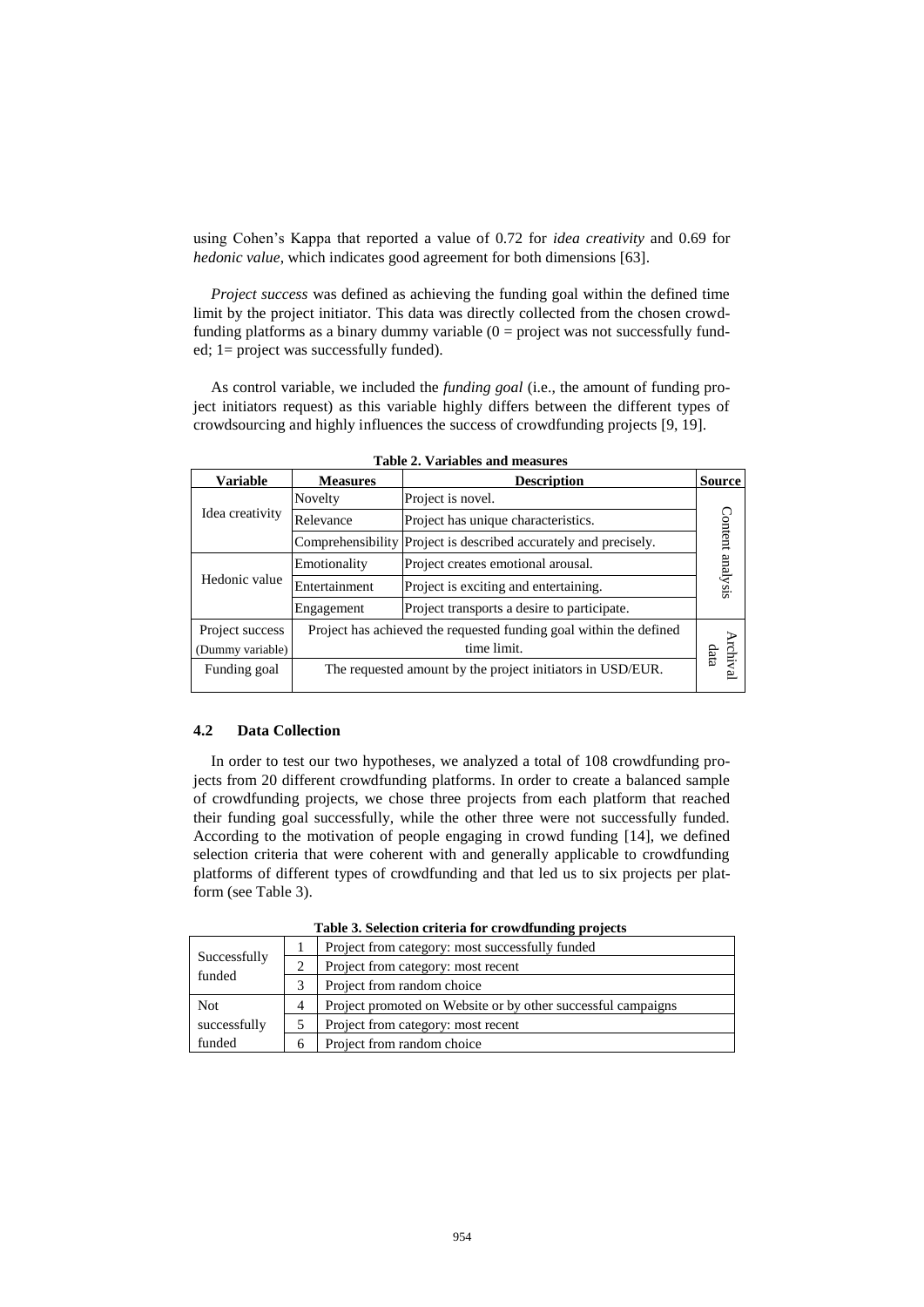using Cohen's Kappa that reported a value of 0.72 for *idea creativity* and 0.69 for *hedonic value*, which indicates good agreement for both dimensions [63].

*Project success* was defined as achieving the funding goal within the defined time limit by the project initiator. This data was directly collected from the chosen crowdfunding platforms as a binary dummy variable (0 = project was not successfully funded; 1= project was successfully funded).

As control variable, we included the *funding goal* (i.e., the amount of funding project initiators request) as this variable highly differs between the different types of crowdsourcing and highly influences the success of crowdfunding projects [9, 19].

**Table 2. Variables and measures**

| Variable | Measures | Description | Source |
|---|---|---|---|
| Idea creativity | Novelty | Project is novel. | Content analysis |
| | Relevance | Project has unique characteristics. | |
| | Comprehensibility | Project is described accurately and precisely. | |
| Hedonic value | Emotionality | Project creates emotional arousal. | |
| | Entertainment | Project is exciting and entertaining. | |
| | Engagement | Project transports a desire to participate. | |
| Project success (Dummy variable) | Project has achieved the requested funding goal within the defined time limit. | | Archival data |
| Funding goal | The requested amount by the project initiators in USD/EUR. | | |

### 4.2 Data Collection

In order to test our two hypotheses, we analyzed a total of 108 crowdfunding projects from 20 different crowdfunding platforms. In order to create a balanced sample of crowdfunding projects, we chose three projects from each platform that reached their funding goal successfully, while the other three were not successfully funded. According to the motivation of people engaging in crowd funding [14], we defined selection criteria that were coherent with and generally applicable to crowdfunding platforms of different types of crowdfunding and that led us to six projects per platform (see Table 3).

**Table 3. Selection criteria for crowdfunding projects**

| | | |
|---|---|---|
| Successfully funded | 1 | Project from category: most successfully funded |
| | 2 | Project from category: most recent |
| | 3 | Project from random choice |
| Not successfully funded | 4 | Project promoted on Website or by other successful campaigns |
| | 5 | Project from category: most recent |
| | 6 | Project from random choice |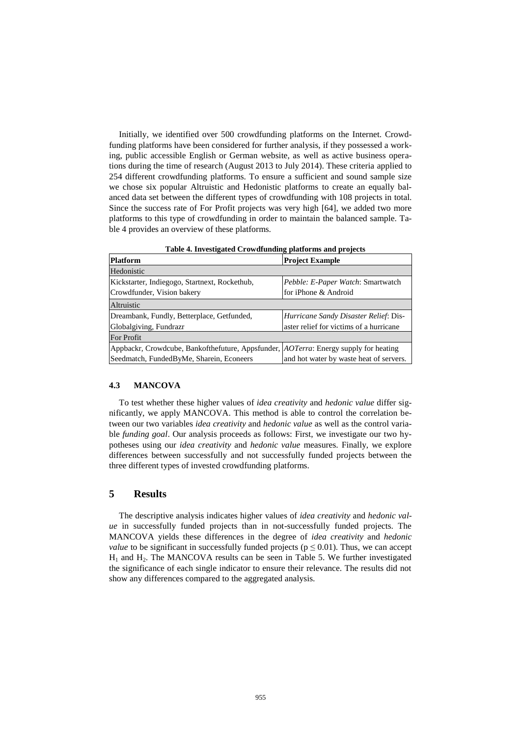Initially, we identified over 500 crowdfunding platforms on the Internet. Crowdfunding platforms have been considered for further analysis, if they possessed a working, public accessible English or German website, as well as active business operations during the time of research (August 2013 to July 2014). These criteria applied to 254 different crowdfunding platforms. To ensure a sufficient and sound sample size we chose six popular Altruistic and Hedonistic platforms to create an equally balanced data set between the different types of crowdfunding with 108 projects in total. Since the success rate of For Profit projects was very high [64], we added two more platforms to this type of crowdfunding in order to maintain the balanced sample. Table 4 provides an overview of these platforms.

**Table 4. Investigated Crowdfunding platforms and projects**

| Platform | Project Example |
|---|---|
| Hedonistic | |
| Kickstarter, Indiegogo, Startnext, Rockethub, Crowdfunder, Vision bakery | *Pebble: E-Paper Watch*: Smartwatch for iPhone & Android |
| Altruistic | |
| Dreambank, Fundly, Betterplace, Getfunded, Globalgiving, Fundrazr | *Hurricane Sandy Disaster Relief*: Disaster relief for victims of a hurricane |
| For Profit | |
| Appbackr, Crowdcube, Bankofthefuture, Appsfunder, Seedmatch, FundedByMe, Sharein, Econeers | *AOTerra*: Energy supply for heating and hot water by waste heat of servers. |

### 4.3 MANCOVA

To test whether these higher values of *idea creativity* and *hedonic value* differ significantly, we apply MANCOVA. This method is able to control the correlation between our two variables *idea creativity* and *hedonic value* as well as the control variable *funding goal*. Our analysis proceeds as follows: First, we investigate our two hypotheses using our *idea creativity* and *hedonic value* measures. Finally, we explore differences between successfully and not successfully funded projects between the three different types of invested crowdfunding platforms.

## 5 Results

The descriptive analysis indicates higher values of *idea creativity* and *hedonic value* in successfully funded projects than in not-successfully funded projects. The MANCOVA yields these differences in the degree of *idea creativity* and *hedonic value* to be significant in successfully funded projects ($p \leq 0.01$). Thus, we can accept $H_1$ and $H_2$. The MANCOVA results can be seen in Table 5. We further investigated the significance of each single indicator to ensure their relevance. The results did not show any differences compared to the aggregated analysis.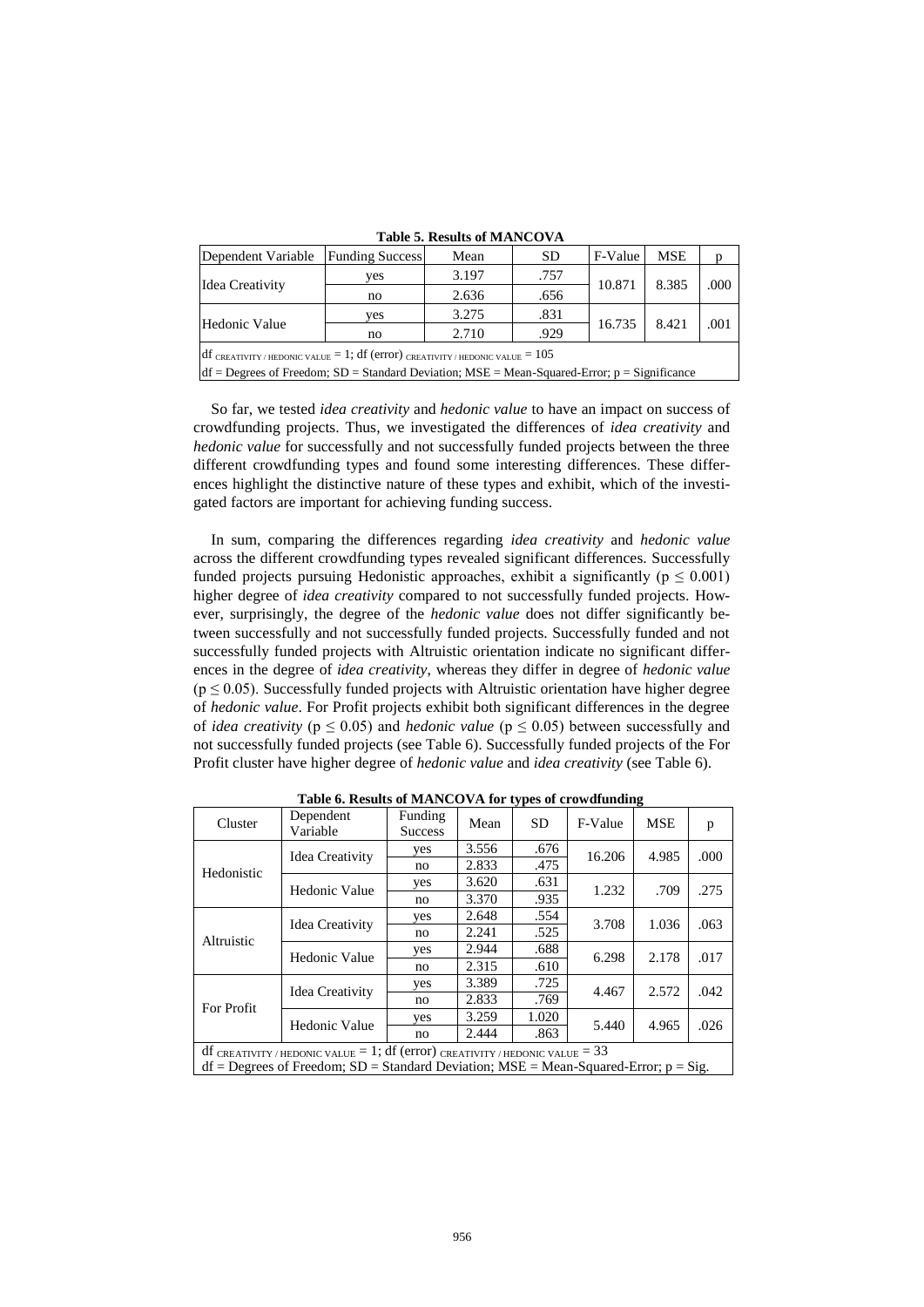**Table 5. Results of MANCOVA**

| Dependent Variable | Funding Success | Mean | SD | F-Value | MSE | p |
|---|---|---|---|---|---|---|
| Idea Creativity | yes | 3.197 | .757 | 10.871 | 8.385 | .000 |
| | no | 2.636 | .656 | | | |
| Hedonic Value | yes | 3.275 | .831 | 16.735 | 8.421 | .001 |
| | no | 2.710 | .929 | | | |
| $df_{\text{CREATIVITY / HEDONIC VALUE}} = 1$; df (error) $_{\text{CREATIVITY / HEDONIC VALUE}} = 105$ | | | | | | |
| df = Degrees of Freedom; SD = Standard Deviation; MSE = Mean-Squared-Error; p = Significance | | | | | | |

So far, we tested *idea creativity* and *hedonic value* to have an impact on success of crowdfunding projects. Thus, we investigated the differences of *idea creativity* and *hedonic value* for successfully and not successfully funded projects between the three different crowdfunding types and found some interesting differences. These differences highlight the distinctive nature of these types and exhibit, which of the investigated factors are important for achieving funding success.

In sum, comparing the differences regarding *idea creativity* and *hedonic value* across the different crowdfunding types revealed significant differences. Successfully funded projects pursuing Hedonistic approaches, exhibit a significantly ($p \leq 0.001$) higher degree of *idea creativity* compared to not successfully funded projects. However, surprisingly, the degree of the *hedonic value* does not differ significantly between successfully and not successfully funded projects. Successfully funded and not successfully funded projects with Altruistic orientation indicate no significant differences in the degree of *idea creativity*, whereas they differ in degree of *hedonic value* ($p \leq 0.05$). Successfully funded projects with Altruistic orientation have higher degree of *hedonic value*. For Profit projects exhibit both significant differences in the degree of *idea creativity* ($p \leq 0.05$) and *hedonic value* ($p \leq 0.05$) between successfully and not successfully funded projects (see Table 6). Successfully funded projects of the For Profit cluster have higher degree of *hedonic value* and *idea creativity* (see Table 6).

**Table 6. Results of MANCOVA for types of crowdfunding**

| Cluster | Dependent Variable | Funding Success | Mean | SD | F-Value | MSE | p |
|---|---|---|---|---|---|---|---|
| Hedonistic | Idea Creativity | yes | 3.556 | .676 | 16.206 | 4.985 | .000 |
| | | no | 2.833 | .475 | | | |
| | Hedonic Value | yes | 3.620 | .631 | 1.232 | .709 | .275 |
| | | no | 3.370 | .935 | | | |
| Altruistic | Idea Creativity | yes | 2.648 | .554 | 3.708 | 1.036 | .063 |
| | | no | 2.241 | .525 | | | |
| | Hedonic Value | yes | 2.944 | .688 | 6.298 | 2.178 | .017 |
| | | no | 2.315 | .610 | | | |
| For Profit | Idea Creativity | yes | 3.389 | .725 | 4.467 | 2.572 | .042 |
| | | no | 2.833 | .769 | | | |
| | Hedonic Value | yes | 3.259 | 1.020 | 5.440 | 4.965 | .026 |
| | | no | 2.444 | .863 | | | |
| $df_{\text{CREATIVITY / HEDONIC VALUE}} = 1$; df (error) $_{\text{CREATIVITY / HEDONIC VALUE}} = 33$ | | | | | | | |
| df = Degrees of Freedom; SD = Standard Deviation; MSE = Mean-Squared-Error; p = Sig. | | | | | | | |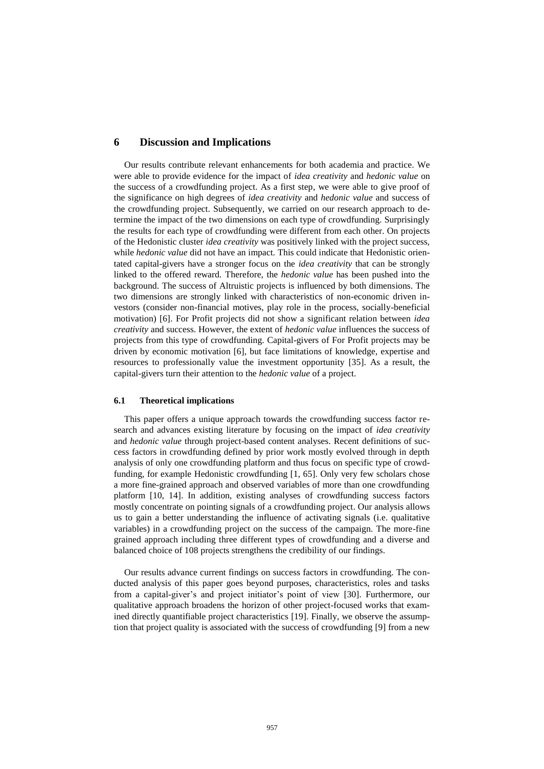## 6 Discussion and Implications

Our results contribute relevant enhancements for both academia and practice. We were able to provide evidence for the impact of *idea creativity* and *hedonic value* on the success of a crowdfunding project. As a first step, we were able to give proof of the significance on high degrees of *idea creativity* and *hedonic value* and success of the crowdfunding project. Subsequently, we carried on our research approach to determine the impact of the two dimensions on each type of crowdfunding. Surprisingly the results for each type of crowdfunding were different from each other. On projects of the Hedonistic cluster *idea creativity* was positively linked with the project success, while *hedonic value* did not have an impact. This could indicate that Hedonistic orientated capital-givers have a stronger focus on the *idea creativity* that can be strongly linked to the offered reward. Therefore, the *hedonic value* has been pushed into the background. The success of Altruistic projects is influenced by both dimensions. The two dimensions are strongly linked with characteristics of non-economic driven investors (consider non-financial motives, play role in the process, socially-beneficial motivation) [6]. For Profit projects did not show a significant relation between *idea creativity* and success. However, the extent of *hedonic value* influences the success of projects from this type of crowdfunding. Capital-givers of For Profit projects may be driven by economic motivation [6], but face limitations of knowledge, expertise and resources to professionally value the investment opportunity [35]. As a result, the capital-givers turn their attention to the *hedonic value* of a project.

### 6.1 Theoretical implications

This paper offers a unique approach towards the crowdfunding success factor research and advances existing literature by focusing on the impact of *idea creativity* and *hedonic value* through project-based content analyses. Recent definitions of success factors in crowdfunding defined by prior work mostly evolved through in depth analysis of only one crowdfunding platform and thus focus on specific type of crowdfunding, for example Hedonistic crowdfunding [1, 65]. Only very few scholars chose a more fine-grained approach and observed variables of more than one crowdfunding platform [10, 14]. In addition, existing analyses of crowdfunding success factors mostly concentrate on pointing signals of a crowdfunding project. Our analysis allows us to gain a better understanding the influence of activating signals (i.e. qualitative variables) in a crowdfunding project on the success of the campaign. The more-fine grained approach including three different types of crowdfunding and a diverse and balanced choice of 108 projects strengthens the credibility of our findings.

Our results advance current findings on success factors in crowdfunding. The conducted analysis of this paper goes beyond purposes, characteristics, roles and tasks from a capital-giver's and project initiator's point of view [30]. Furthermore, our qualitative approach broadens the horizon of other project-focused works that examined directly quantifiable project characteristics [19]. Finally, we observe the assumption that project quality is associated with the success of crowdfunding [9] from a new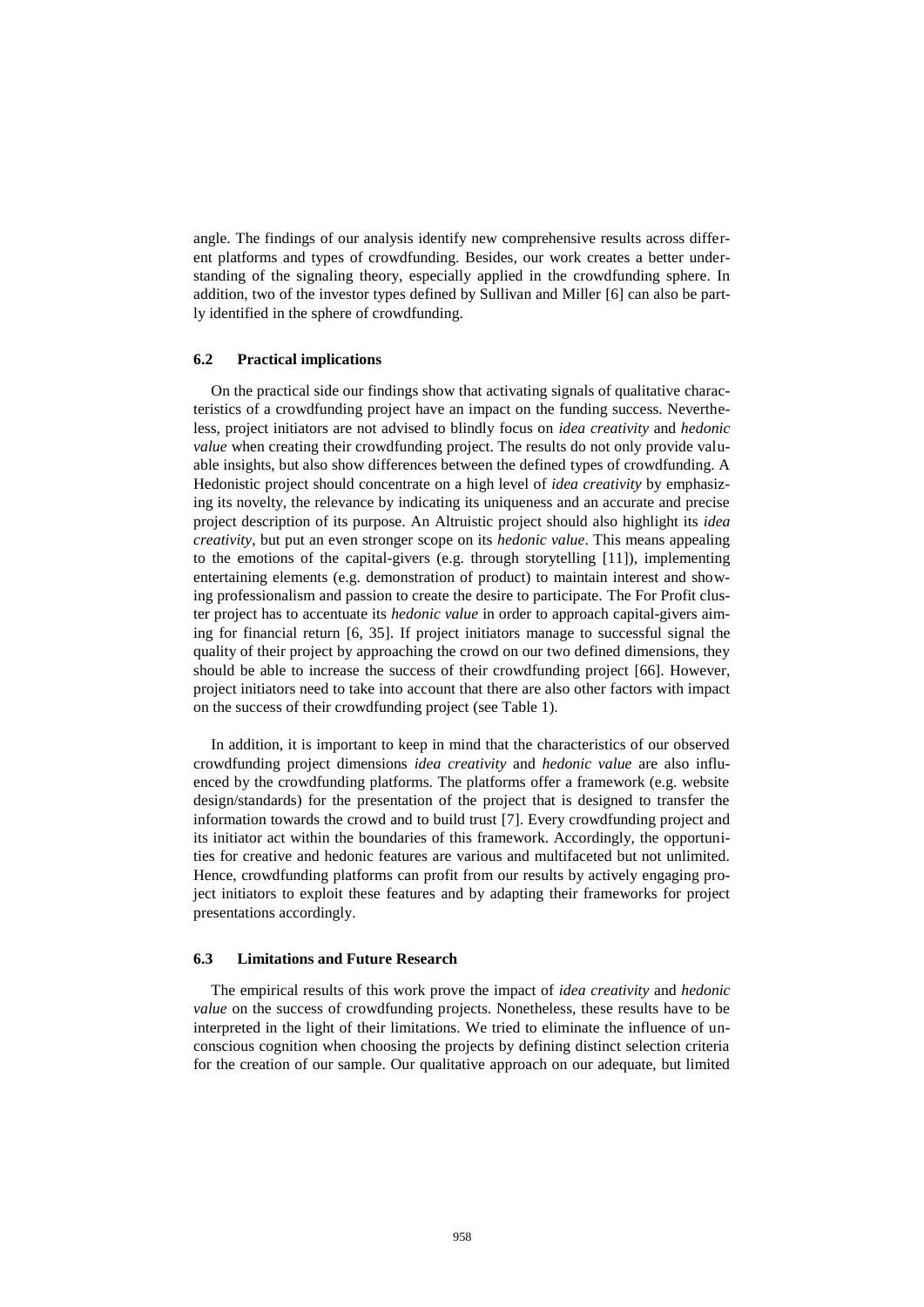angle. The findings of our analysis identify new comprehensive results across different platforms and types of crowdfunding. Besides, our work creates a better understanding of the signaling theory, especially applied in the crowdfunding sphere. In addition, two of the investor types defined by Sullivan and Miller [6] can also be partly identified in the sphere of crowdfunding.

### 6.2 Practical implications

On the practical side our findings show that activating signals of qualitative characteristics of a crowdfunding project have an impact on the funding success. Nevertheless, project initiators are not advised to blindly focus on *idea creativity* and *hedonic value* when creating their crowdfunding project. The results do not only provide valuable insights, but also show differences between the defined types of crowdfunding. A Hedonistic project should concentrate on a high level of *idea creativity* by emphasizing its novelty, the relevance by indicating its uniqueness and an accurate and precise project description of its purpose. An Altruistic project should also highlight its *idea creativity*, but put an even stronger scope on its *hedonic value*. This means appealing to the emotions of the capital-givers (e.g. through storytelling [11]), implementing entertaining elements (e.g. demonstration of product) to maintain interest and showing professionalism and passion to create the desire to participate. The For Profit cluster project has to accentuate its *hedonic value* in order to approach capital-givers aiming for financial return [6, 35]. If project initiators manage to successful signal the quality of their project by approaching the crowd on our two defined dimensions, they should be able to increase the success of their crowdfunding project [66]. However, project initiators need to take into account that there are also other factors with impact on the success of their crowdfunding project (see Table 1).

In addition, it is important to keep in mind that the characteristics of our observed crowdfunding project dimensions *idea creativity* and *hedonic value* are also influenced by the crowdfunding platforms. The platforms offer a framework (e.g. website design/standards) for the presentation of the project that is designed to transfer the information towards the crowd and to build trust [7]. Every crowdfunding project and its initiator act within the boundaries of this framework. Accordingly, the opportunities for creative and hedonic features are various and multifaceted but not unlimited. Hence, crowdfunding platforms can profit from our results by actively engaging project initiators to exploit these features and by adapting their frameworks for project presentations accordingly.

### 6.3 Limitations and Future Research

The empirical results of this work prove the impact of *idea creativity* and *hedonic value* on the success of crowdfunding projects. Nonetheless, these results have to be interpreted in the light of their limitations. We tried to eliminate the influence of unconscious cognition when choosing the projects by defining distinct selection criteria for the creation of our sample. Our qualitative approach on our adequate, but limited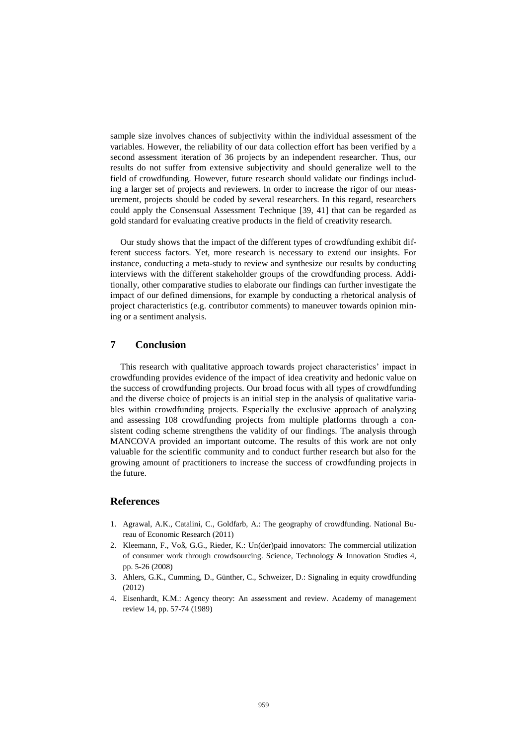sample size involves chances of subjectivity within the individual assessment of the variables. However, the reliability of our data collection effort has been verified by a second assessment iteration of 36 projects by an independent researcher. Thus, our results do not suffer from extensive subjectivity and should generalize well to the field of crowdfunding. However, future research should validate our findings including a larger set of projects and reviewers. In order to increase the rigor of our measurement, projects should be coded by several researchers. In this regard, researchers could apply the Consensual Assessment Technique [39, 41] that can be regarded as gold standard for evaluating creative products in the field of creativity research.

Our study shows that the impact of the different types of crowdfunding exhibit different success factors. Yet, more research is necessary to extend our insights. For instance, conducting a meta-study to review and synthesize our results by conducting interviews with the different stakeholder groups of the crowdfunding process. Additionally, other comparative studies to elaborate our findings can further investigate the impact of our defined dimensions, for example by conducting a rhetorical analysis of project characteristics (e.g. contributor comments) to maneuver towards opinion mining or a sentiment analysis.

## 7 Conclusion

This research with qualitative approach towards project characteristics' impact in crowdfunding provides evidence of the impact of idea creativity and hedonic value on the success of crowdfunding projects. Our broad focus with all types of crowdfunding and the diverse choice of projects is an initial step in the analysis of qualitative variables within crowdfunding projects. Especially the exclusive approach of analyzing and assessing 108 crowdfunding projects from multiple platforms through a consistent coding scheme strengthens the validity of our findings. The analysis through MANCOVA provided an important outcome. The results of this work are not only valuable for the scientific community and to conduct further research but also for the growing amount of practitioners to increase the success of crowdfunding projects in the future.

## References

1. Agrawal, A.K., Catalini, C., Goldfarb, A.: The geography of crowdfunding. National Bureau of Economic Research (2011)
2. Kleemann, F., Voß, G.G., Rieder, K.: Un(der)paid innovators: The commercial utilization of consumer work through crowdsourcing. Science, Technology & Innovation Studies 4, pp. 5-26 (2008)
3. Ahlers, G.K., Cumming, D., Günther, C., Schweizer, D.: Signaling in equity crowdfunding (2012)
4. Eisenhardt, K.M.: Agency theory: An assessment and review. Academy of management review 14, pp. 57-74 (1989)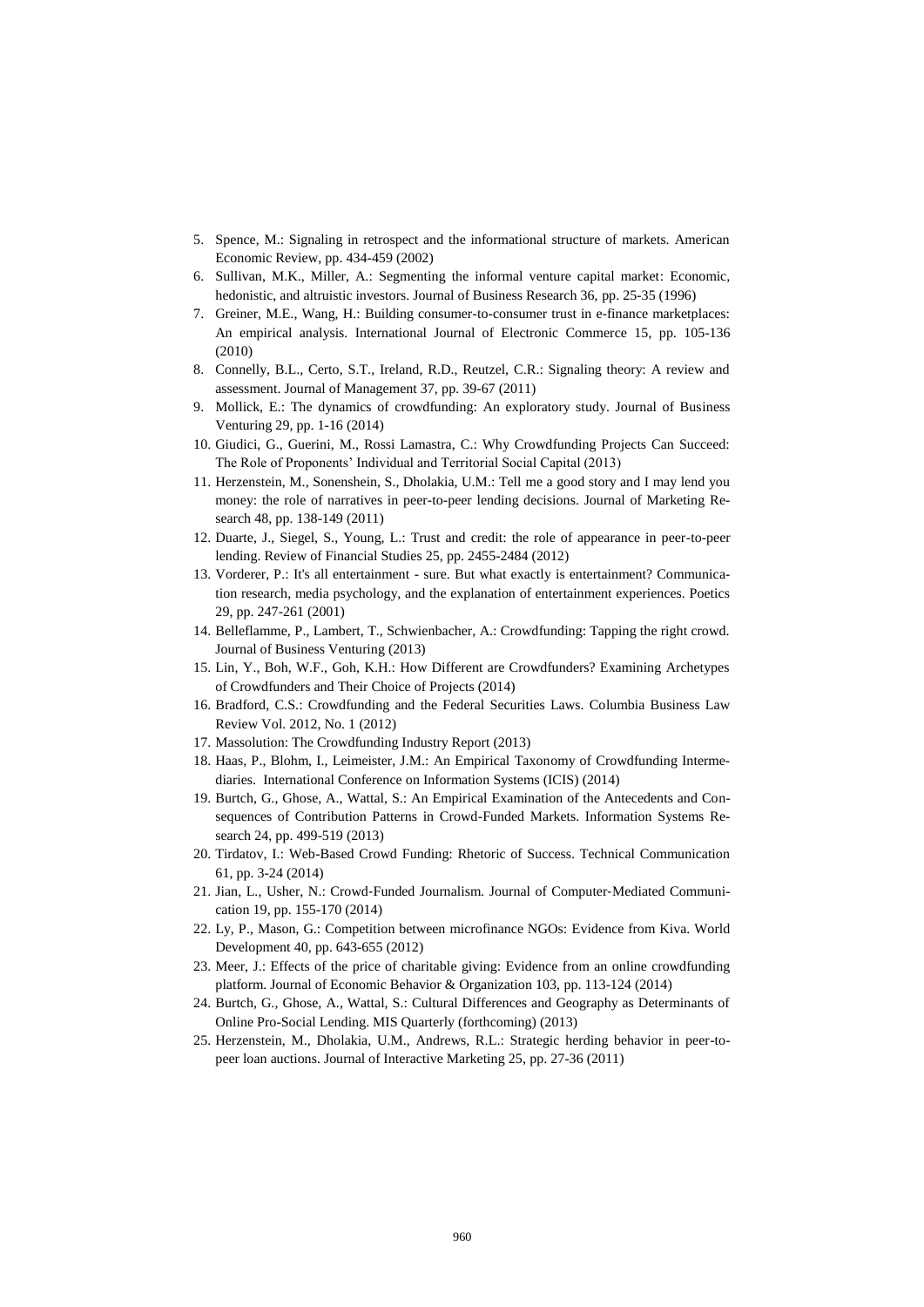5. Spence, M.: Signaling in retrospect and the informational structure of markets. American Economic Review, pp. 434-459 (2002)
6. Sullivan, M.K., Miller, A.: Segmenting the informal venture capital market: Economic, hedonistic, and altruistic investors. Journal of Business Research 36, pp. 25-35 (1996)
7. Greiner, M.E., Wang, H.: Building consumer-to-consumer trust in e-finance marketplaces: An empirical analysis. International Journal of Electronic Commerce 15, pp. 105-136 (2010)
8. Connelly, B.L., Certo, S.T., Ireland, R.D., Reutzel, C.R.: Signaling theory: A review and assessment. Journal of Management 37, pp. 39-67 (2011)
9. Mollick, E.: The dynamics of crowdfunding: An exploratory study. Journal of Business Venturing 29, pp. 1-16 (2014)
10. Giudici, G., Guerini, M., Rossi Lamastra, C.: Why Crowdfunding Projects Can Succeed: The Role of Proponents' Individual and Territorial Social Capital (2013)
11. Herzenstein, M., Sonenshein, S., Dholakia, U.M.: Tell me a good story and I may lend you money: the role of narratives in peer-to-peer lending decisions. Journal of Marketing Research 48, pp. 138-149 (2011)
12. Duarte, J., Siegel, S., Young, L.: Trust and credit: the role of appearance in peer-to-peer lending. Review of Financial Studies 25, pp. 2455-2484 (2012)
13. Vorderer, P.: It's all entertainment - sure. But what exactly is entertainment? Communication research, media psychology, and the explanation of entertainment experiences. Poetics 29, pp. 247-261 (2001)
14. Belleflamme, P., Lambert, T., Schwienbacher, A.: Crowdfunding: Tapping the right crowd. Journal of Business Venturing (2013)
15. Lin, Y., Boh, W.F., Goh, K.H.: How Different are Crowdfunders? Examining Archetypes of Crowdfunders and Their Choice of Projects (2014)
16. Bradford, C.S.: Crowdfunding and the Federal Securities Laws. Columbia Business Law Review Vol. 2012, No. 1 (2012)
17. Massolution: The Crowdfunding Industry Report (2013)
18. Haas, P., Blohm, I., Leimeister, J.M.: An Empirical Taxonomy of Crowdfunding Intermediaries. International Conference on Information Systems (ICIS) (2014)
19. Burtch, G., Ghose, A., Wattal, S.: An Empirical Examination of the Antecedents and Consequences of Contribution Patterns in Crowd-Funded Markets. Information Systems Research 24, pp. 499-519 (2013)
20. Tirdatov, I.: Web-Based Crowd Funding: Rhetoric of Success. Technical Communication 61, pp. 3-24 (2014)
21. Jian, L., Usher, N.: Crowd-Funded Journalism. Journal of Computer-Mediated Communication 19, pp. 155-170 (2014)
22. Ly, P., Mason, G.: Competition between microfinance NGOs: Evidence from Kiva. World Development 40, pp. 643-655 (2012)
23. Meer, J.: Effects of the price of charitable giving: Evidence from an online crowdfunding platform. Journal of Economic Behavior & Organization 103, pp. 113-124 (2014)
24. Burtch, G., Ghose, A., Wattal, S.: Cultural Differences and Geography as Determinants of Online Pro-Social Lending. MIS Quarterly (forthcoming) (2013)
25. Herzenstein, M., Dholakia, U.M., Andrews, R.L.: Strategic herding behavior in peer-to-peer loan auctions. Journal of Interactive Marketing 25, pp. 27-36 (2011)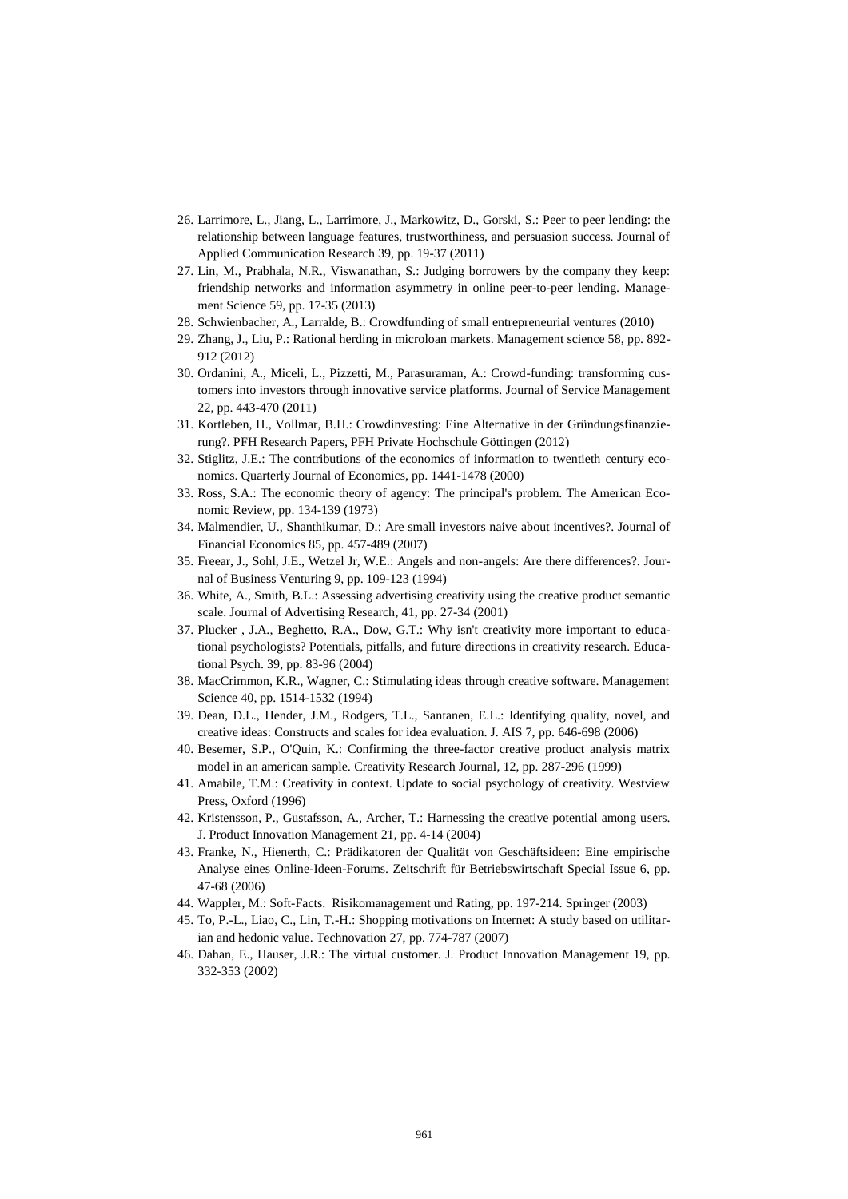26. Larrimore, L., Jiang, L., Larrimore, J., Markowitz, D., Gorski, S.: Peer to peer lending: the relationship between language features, trustworthiness, and persuasion success. Journal of Applied Communication Research 39, pp. 19-37 (2011)
27. Lin, M., Prabhala, N.R., Viswanathan, S.: Judging borrowers by the company they keep: friendship networks and information asymmetry in online peer-to-peer lending. Management Science 59, pp. 17-35 (2013)
28. Schwienbacher, A., Larralde, B.: Crowdfunding of small entrepreneurial ventures (2010)
29. Zhang, J., Liu, P.: Rational herding in microloan markets. Management science 58, pp. 892-912 (2012)
30. Ordanini, A., Miceli, L., Pizzetti, M., Parasuraman, A.: Crowd-funding: transforming customers into investors through innovative service platforms. Journal of Service Management 22, pp. 443-470 (2011)
31. Kortleben, H., Vollmar, B.H.: Crowdinvesting: Eine Alternative in der Gründungsfinanzierung?. PFH Research Papers, PFH Private Hochschule Göttingen (2012)
32. Stiglitz, J.E.: The contributions of the economics of information to twentieth century economics. Quarterly Journal of Economics, pp. 1441-1478 (2000)
33. Ross, S.A.: The economic theory of agency: The principal's problem. The American Economic Review, pp. 134-139 (1973)
34. Malmendier, U., Shanthikumar, D.: Are small investors naive about incentives?. Journal of Financial Economics 85, pp. 457-489 (2007)
35. Freear, J., Sohl, J.E., Wetzel Jr, W.E.: Angels and non-angels: Are there differences?. Journal of Business Venturing 9, pp. 109-123 (1994)
36. White, A., Smith, B.L.: Assessing advertising creativity using the creative product semantic scale. Journal of Advertising Research, 41, pp. 27-34 (2001)
37. Plucker , J.A., Beghetto, R.A., Dow, G.T.: Why isn't creativity more important to educational psychologists? Potentials, pitfalls, and future directions in creativity research. Educational Psych. 39, pp. 83-96 (2004)
38. MacCrimmon, K.R., Wagner, C.: Stimulating ideas through creative software. Management Science 40, pp. 1514-1532 (1994)
39. Dean, D.L., Hender, J.M., Rodgers, T.L., Santanen, E.L.: Identifying quality, novel, and creative ideas: Constructs and scales for idea evaluation. J. AIS 7, pp. 646-698 (2006)
40. Besemer, S.P., O'Quin, K.: Confirming the three-factor creative product analysis matrix model in an american sample. Creativity Research Journal, 12, pp. 287-296 (1999)
41. Amabile, T.M.: Creativity in context. Update to social psychology of creativity. Westview Press, Oxford (1996)
42. Kristensson, P., Gustafsson, A., Archer, T.: Harnessing the creative potential among users. J. Product Innovation Management 21, pp. 4-14 (2004)
43. Franke, N., Hienerth, C.: Prädikatoren der Qualität von Geschäftsideen: Eine empirische Analyse eines Online-Ideen-Forums. Zeitschrift für Betriebswirtschaft Special Issue 6, pp. 47-68 (2006)
44. Wappler, M.: Soft-Facts. Risikomanagement und Rating, pp. 197-214. Springer (2003)
45. To, P.-L., Liao, C., Lin, T.-H.: Shopping motivations on Internet: A study based on utilitarian and hedonic value. Technovation 27, pp. 774-787 (2007)
46. Dahan, E., Hauser, J.R.: The virtual customer. J. Product Innovation Management 19, pp. 332-353 (2002)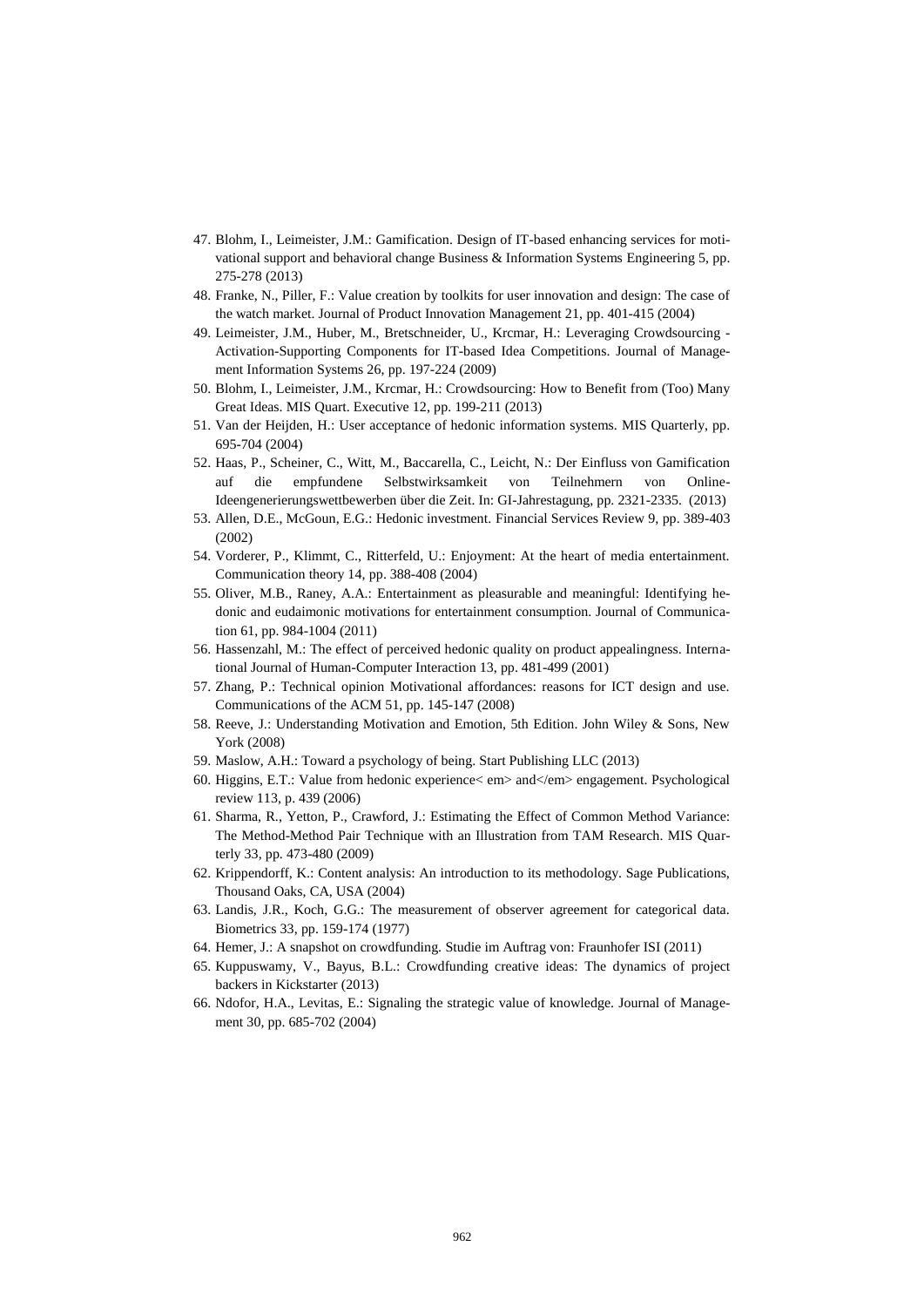47. Blohm, I., Leimeister, J.M.: Gamification. Design of IT-based enhancing services for motivational support and behavioral change Business & Information Systems Engineering 5, pp. 275-278 (2013)
48. Franke, N., Piller, F.: Value creation by toolkits for user innovation and design: The case of the watch market. Journal of Product Innovation Management 21, pp. 401-415 (2004)
49. Leimeister, J.M., Huber, M., Bretschneider, U., Krcmar, H.: Leveraging Crowdsourcing - Activation-Supporting Components for IT-based Idea Competitions. Journal of Management Information Systems 26, pp. 197-224 (2009)
50. Blohm, I., Leimeister, J.M., Krcmar, H.: Crowdsourcing: How to Benefit from (Too) Many Great Ideas. MIS Quart. Executive 12, pp. 199-211 (2013)
51. Van der Heijden, H.: User acceptance of hedonic information systems. MIS Quarterly, pp. 695-704 (2004)
52. Haas, P., Scheiner, C., Witt, M., Baccarella, C., Leicht, N.: Der Einfluss von Gamification auf die empfundene Selbstwirksamkeit von Teilnehmern von Online-Ideengenerierungswettbewerben über die Zeit. In: GI-Jahrestagung, pp. 2321-2335. (2013)
53. Allen, D.E., McGoun, E.G.: Hedonic investment. Financial Services Review 9, pp. 389-403 (2002)
54. Vorderer, P., Klimmt, C., Ritterfeld, U.: Enjoyment: At the heart of media entertainment. Communication theory 14, pp. 388-408 (2004)
55. Oliver, M.B., Raney, A.A.: Entertainment as pleasurable and meaningful: Identifying hedonic and eudaimonic motivations for entertainment consumption. Journal of Communication 61, pp. 984-1004 (2011)
56. Hassenzahl, M.: The effect of perceived hedonic quality on product appealingness. International Journal of Human-Computer Interaction 13, pp. 481-499 (2001)
57. Zhang, P.: Technical opinion Motivational affordances: reasons for ICT design and use. Communications of the ACM 51, pp. 145-147 (2008)
58. Reeve, J.: Understanding Motivation and Emotion, 5th Edition. John Wiley & Sons, New York (2008)
59. Maslow, A.H.: Toward a psychology of being. Start Publishing LLC (2013)
60. Higgins, E.T.: Value from hedonic experience< em> and</em> engagement. Psychological review 113, p. 439 (2006)
61. Sharma, R., Yetton, P., Crawford, J.: Estimating the Effect of Common Method Variance: The Method-Method Pair Technique with an Illustration from TAM Research. MIS Quarterly 33, pp. 473-480 (2009)
62. Krippendorff, K.: Content analysis: An introduction to its methodology. Sage Publications, Thousand Oaks, CA, USA (2004)
63. Landis, J.R., Koch, G.G.: The measurement of observer agreement for categorical data. Biometrics 33, pp. 159-174 (1977)
64. Hemer, J.: A snapshot on crowdfunding. Studie im Auftrag von: Fraunhofer ISI (2011)
65. Kuppuswamy, V., Bayus, B.L.: Crowdfunding creative ideas: The dynamics of project backers in Kickstarter (2013)
66. Ndofor, H.A., Levitas, E.: Signaling the strategic value of knowledge. Journal of Management 30, pp. 685-702 (2004)